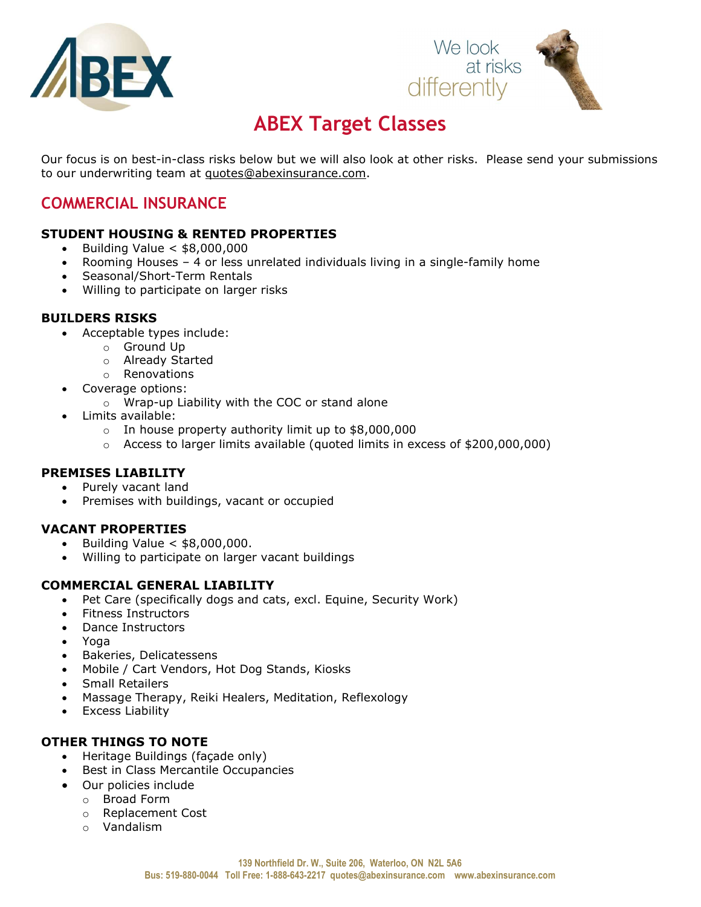# ABEX Target Classes

Our focus is on best-in-class risks below but we will also look at other risks. Please send your submissions to our underwriting team at quotes@abexinsurance.com.

## COMMERCIAL INSURANCE

### STUDENT HOUSING & RENTED PROPERTIES

- Building Value < $8,000,000
- Rooming Houses – 4 or less unrelated individuals living in a single-family home
- Seasonal/Short-Term Rentals
- Willing to participate on larger risks

### BUILDERS RISKS

- Acceptable types include:
  - Ground Up
  - Already Started
  - Renovations
- Coverage options:
  - Wrap-up Liability with the COC or stand alone
- Limits available:
  - In house property authority limit up to $8,000,000
  - Access to larger limits available (quoted limits in excess of $200,000,000)

### PREMISES LIABILITY

- Purely vacant land
- Premises with buildings, vacant or occupied

### VACANT PROPERTIES

- Building Value < $8,000,000.
- Willing to participate on larger vacant buildings

### COMMERCIAL GENERAL LIABILITY

- Pet Care (specifically dogs and cats, excl. Equine, Security Work)
- Fitness Instructors
- Dance Instructors
- Yoga
- Bakeries, Delicatessens
- Mobile / Cart Vendors, Hot Dog Stands, Kiosks
- Small Retailers
- Massage Therapy, Reiki Healers, Meditation, Reflexology
- Excess Liability

### OTHER THINGS TO NOTE

- Heritage Buildings (façade only)
- Best in Class Mercantile Occupancies
- Our policies include
  - Broad Form
  - Replacement Cost
  - Vandalism

139 Northfield Dr. W., Suite 206, Waterloo, ON N2L 5A6
Bus: 519-880-0044 Toll Free: 1-888-643-2217 quotes@abexinsurance.com www.abexinsurance.com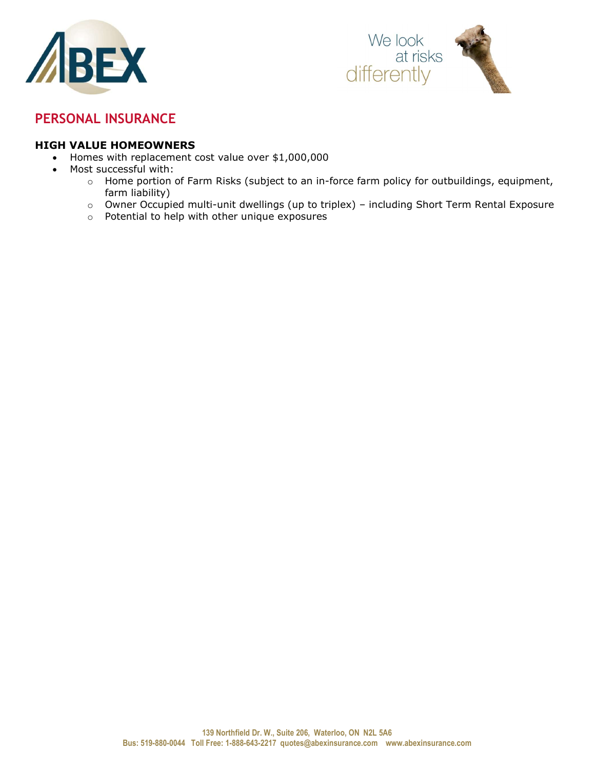## PERSONAL INSURANCE

**HIGH VALUE HOMEOWNERS**

- Homes with replacement cost value over $1,000,000
- Most successful with:
  - Home portion of Farm Risks (subject to an in-force farm policy for outbuildings, equipment, farm liability)
  - Owner Occupied multi-unit dwellings (up to triplex) – including Short Term Rental Exposure
  - Potential to help with other unique exposures